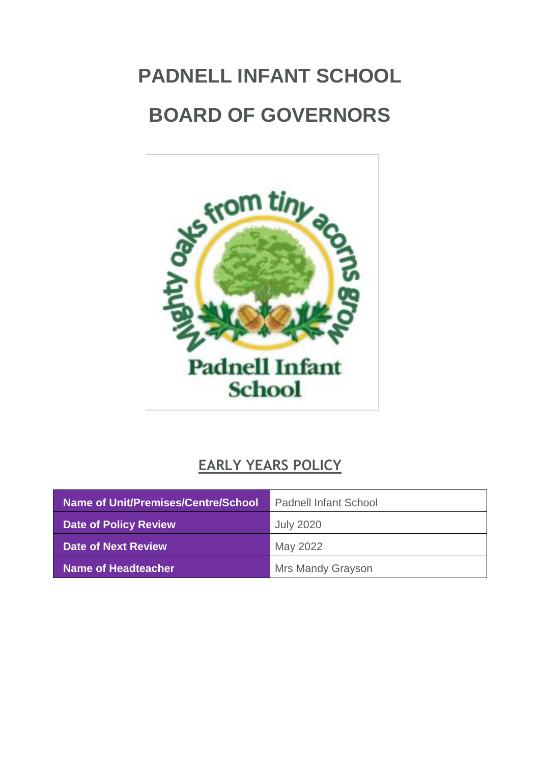# PADNELL INFANT SCHOOL

# BOARD OF GOVERNORS

## EARLY YEARS POLICY

| Name of Unit/Premises/Centre/School | Padnell Infant School |
| --- | --- |
| Date of Policy Review | July 2020 |
| Date of Next Review | May 2022 |
| Name of Headteacher | Mrs Mandy Grayson |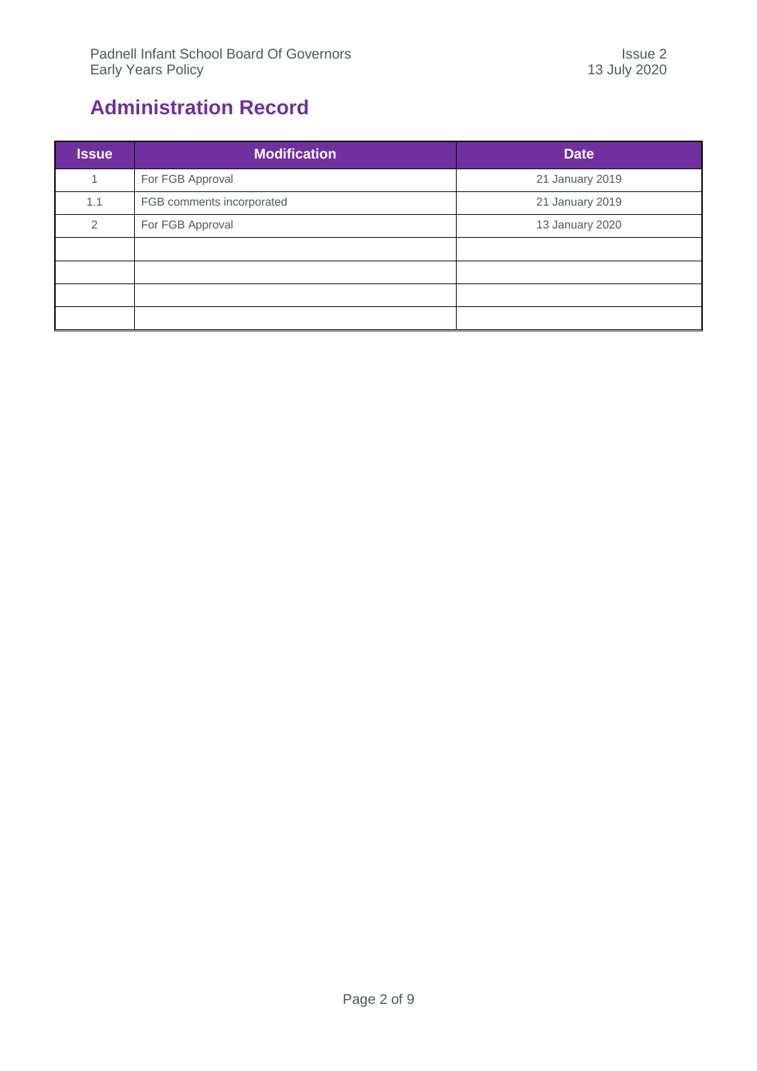# Administration Record

| Issue | Modification | Date |
|---|---|---|
| 1 | For FGB Approval | 21 January 2019 |
| 1.1 | FGB comments incorporated | 21 January 2019 |
| 2 | For FGB Approval | 13 January 2020 |
| | | |
| | | |
| | | |
| | | |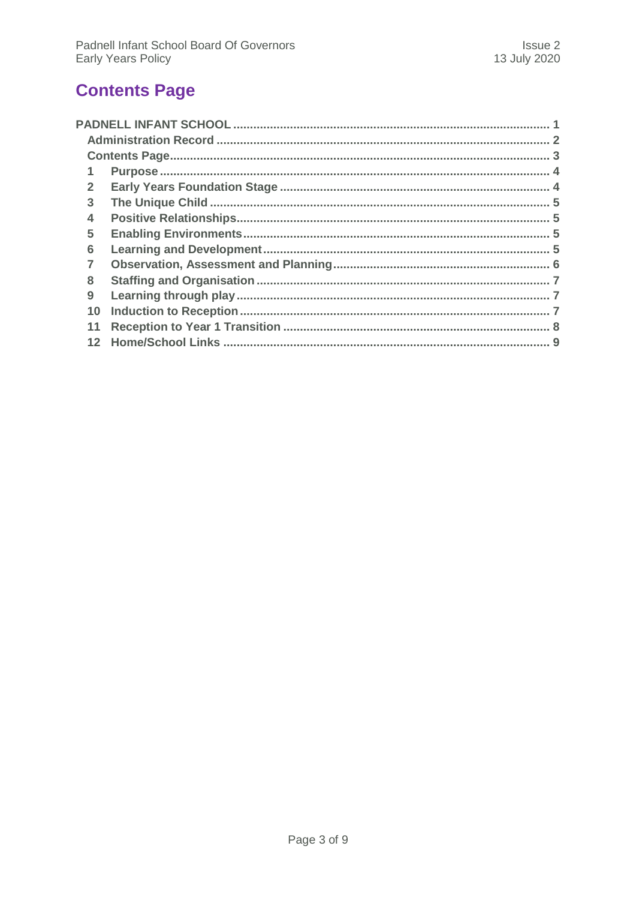# Contents Page

PADNELL INFANT SCHOOL ..... 1

Administration Record ..... 2

Contents Page ..... 3

1 Purpose ..... 4

2 Early Years Foundation Stage ..... 4

3 The Unique Child ..... 5

4 Positive Relationships ..... 5

5 Enabling Environments ..... 5

6 Learning and Development ..... 5

7 Observation, Assessment and Planning ..... 6

8 Staffing and Organisation ..... 7

9 Learning through play ..... 7

10 Induction to Reception ..... 7

11 Reception to Year 1 Transition ..... 8

12 Home/School Links ..... 9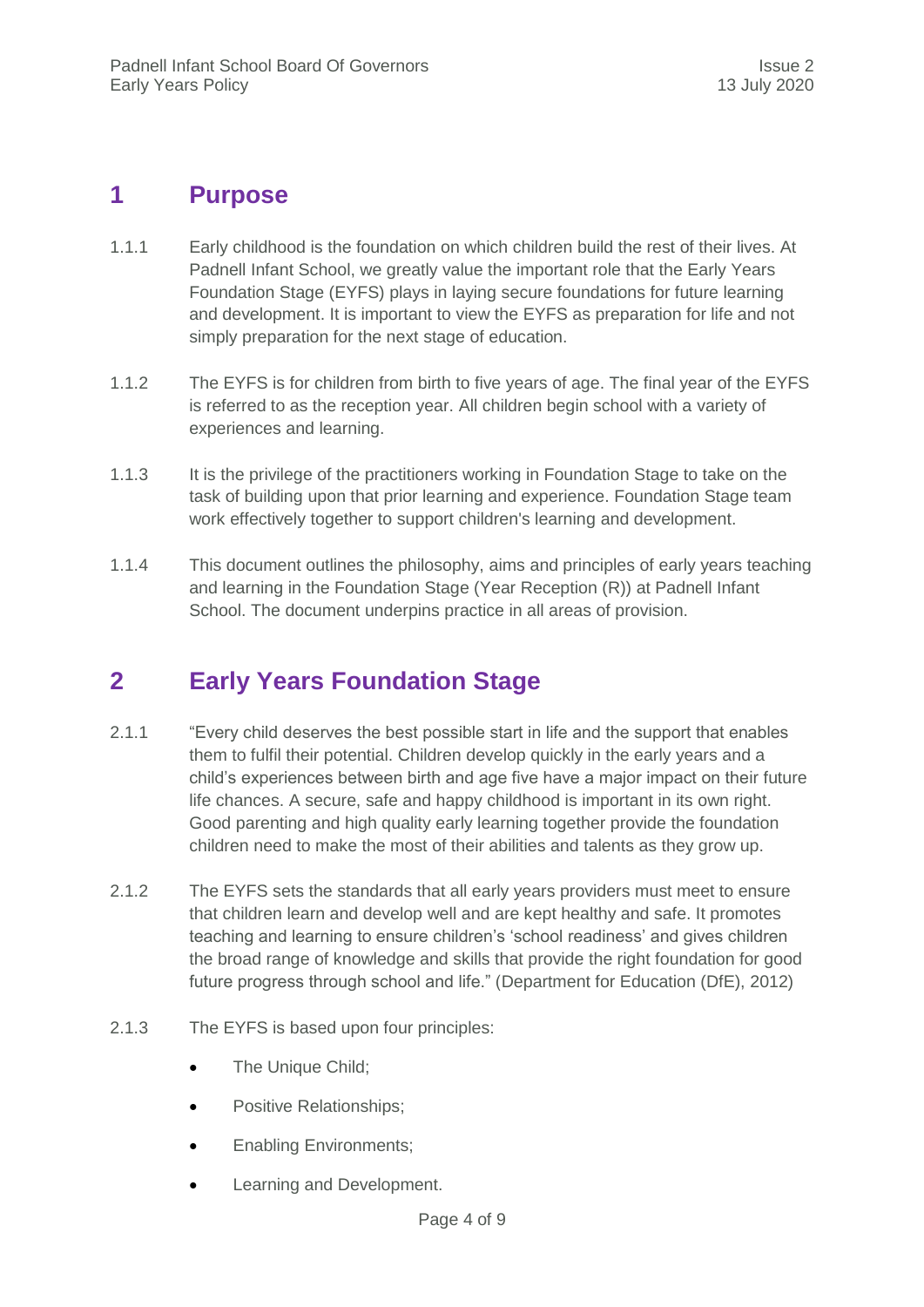## 1 Purpose

1.1.1 Early childhood is the foundation on which children build the rest of their lives. At Padnell Infant School, we greatly value the important role that the Early Years Foundation Stage (EYFS) plays in laying secure foundations for future learning and development. It is important to view the EYFS as preparation for life and not simply preparation for the next stage of education.

1.1.2 The EYFS is for children from birth to five years of age. The final year of the EYFS is referred to as the reception year. All children begin school with a variety of experiences and learning.

1.1.3 It is the privilege of the practitioners working in Foundation Stage to take on the task of building upon that prior learning and experience. Foundation Stage team work effectively together to support children's learning and development.

1.1.4 This document outlines the philosophy, aims and principles of early years teaching and learning in the Foundation Stage (Year Reception (R)) at Padnell Infant School. The document underpins practice in all areas of provision.

## 2 Early Years Foundation Stage

2.1.1 "Every child deserves the best possible start in life and the support that enables them to fulfil their potential. Children develop quickly in the early years and a child's experiences between birth and age five have a major impact on their future life chances. A secure, safe and happy childhood is important in its own right. Good parenting and high quality early learning together provide the foundation children need to make the most of their abilities and talents as they grow up.

2.1.2 The EYFS sets the standards that all early years providers must meet to ensure that children learn and develop well and are kept healthy and safe. It promotes teaching and learning to ensure children's 'school readiness' and gives children the broad range of knowledge and skills that provide the right foundation for good future progress through school and life." (Department for Education (DfE), 2012)

2.1.3 The EYFS is based upon four principles:

- The Unique Child;
- Positive Relationships;
- Enabling Environments;
- Learning and Development.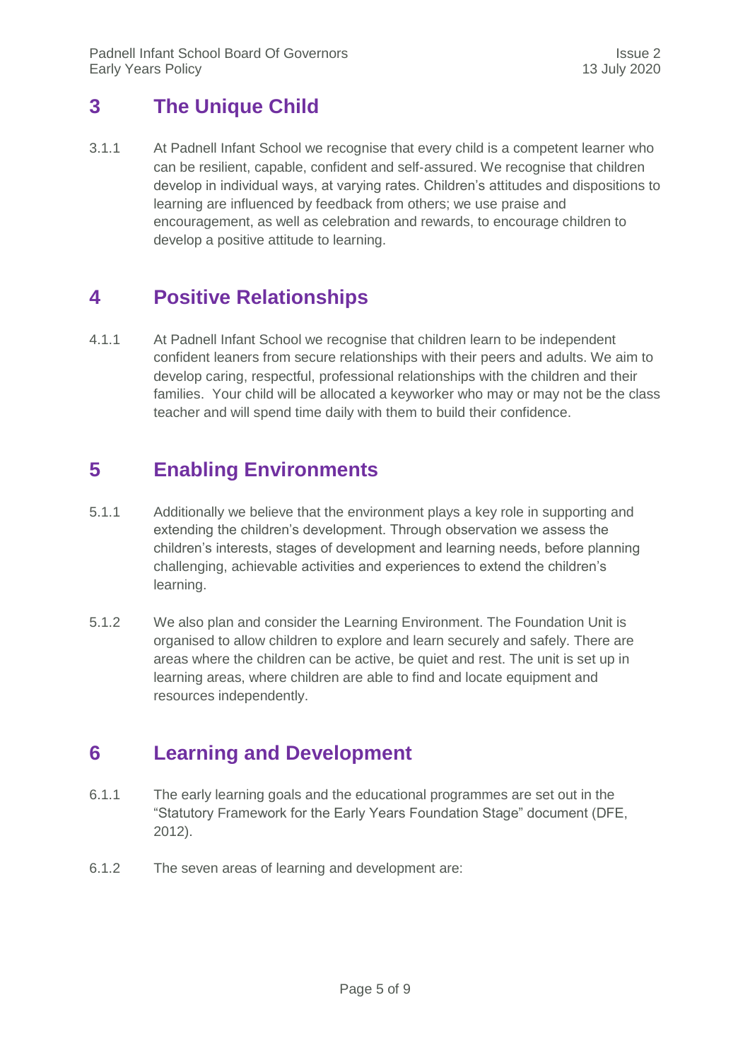## 3 The Unique Child

3.1.1 At Padnell Infant School we recognise that every child is a competent learner who can be resilient, capable, confident and self-assured. We recognise that children develop in individual ways, at varying rates. Children's attitudes and dispositions to learning are influenced by feedback from others; we use praise and encouragement, as well as celebration and rewards, to encourage children to develop a positive attitude to learning.

## 4 Positive Relationships

4.1.1 At Padnell Infant School we recognise that children learn to be independent confident leaners from secure relationships with their peers and adults. We aim to develop caring, respectful, professional relationships with the children and their families. Your child will be allocated a keyworker who may or may not be the class teacher and will spend time daily with them to build their confidence.

## 5 Enabling Environments

5.1.1 Additionally we believe that the environment plays a key role in supporting and extending the children's development. Through observation we assess the children's interests, stages of development and learning needs, before planning challenging, achievable activities and experiences to extend the children's learning.

5.1.2 We also plan and consider the Learning Environment. The Foundation Unit is organised to allow children to explore and learn securely and safely. There are areas where the children can be active, be quiet and rest. The unit is set up in learning areas, where children are able to find and locate equipment and resources independently.

## 6 Learning and Development

6.1.1 The early learning goals and the educational programmes are set out in the "Statutory Framework for the Early Years Foundation Stage" document (DFE, 2012).

6.1.2 The seven areas of learning and development are: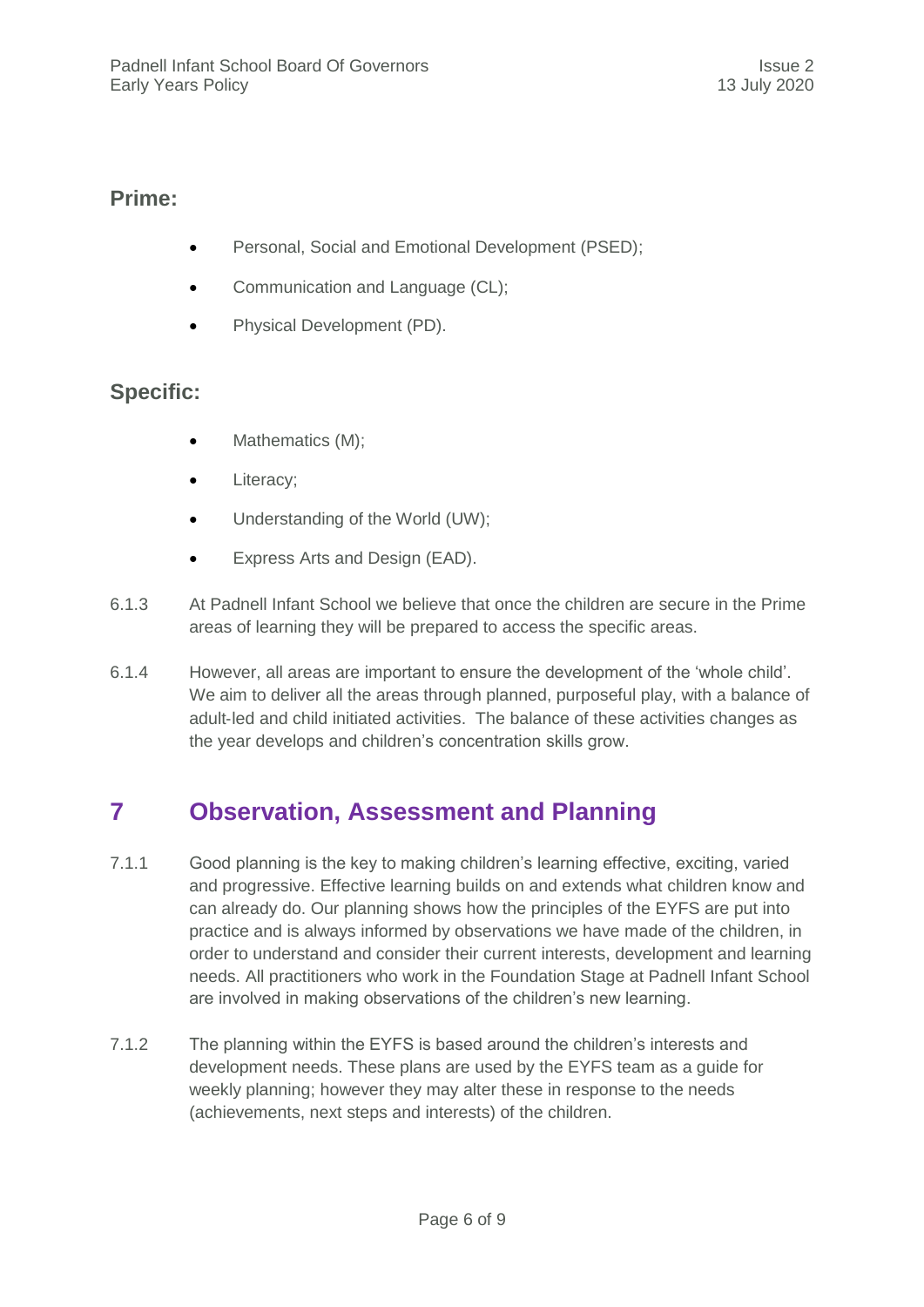### Prime:

- Personal, Social and Emotional Development (PSED);
- Communication and Language (CL);
- Physical Development (PD).

### Specific:

- Mathematics (M);
- Literacy;
- Understanding of the World (UW);
- Express Arts and Design (EAD).

6.1.3 At Padnell Infant School we believe that once the children are secure in the Prime areas of learning they will be prepared to access the specific areas.

6.1.4 However, all areas are important to ensure the development of the 'whole child'. We aim to deliver all the areas through planned, purposeful play, with a balance of adult-led and child initiated activities. The balance of these activities changes as the year develops and children's concentration skills grow.

## 7 Observation, Assessment and Planning

7.1.1 Good planning is the key to making children's learning effective, exciting, varied and progressive. Effective learning builds on and extends what children know and can already do. Our planning shows how the principles of the EYFS are put into practice and is always informed by observations we have made of the children, in order to understand and consider their current interests, development and learning needs. All practitioners who work in the Foundation Stage at Padnell Infant School are involved in making observations of the children's new learning.

7.1.2 The planning within the EYFS is based around the children's interests and development needs. These plans are used by the EYFS team as a guide for weekly planning; however they may alter these in response to the needs (achievements, next steps and interests) of the children.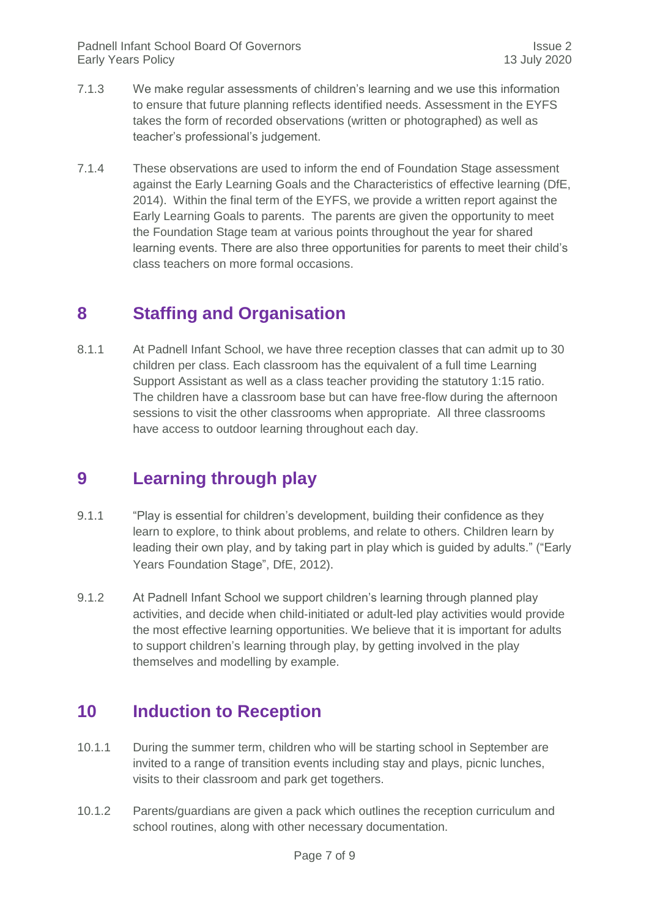7.1.3 We make regular assessments of children's learning and we use this information to ensure that future planning reflects identified needs. Assessment in the EYFS takes the form of recorded observations (written or photographed) as well as teacher's professional judgement.

7.1.4 These observations are used to inform the end of Foundation Stage assessment against the Early Learning Goals and the Characteristics of effective learning (DfE, 2014). Within the final term of the EYFS, we provide a written report against the Early Learning Goals to parents. The parents are given the opportunity to meet the Foundation Stage team at various points throughout the year for shared learning events. There are also three opportunities for parents to meet their child's class teachers on more formal occasions.

## 8 Staffing and Organisation

8.1.1 At Padnell Infant School, we have three reception classes that can admit up to 30 children per class. Each classroom has the equivalent of a full time Learning Support Assistant as well as a class teacher providing the statutory 1:15 ratio. The children have a classroom base but can have free-flow during the afternoon sessions to visit the other classrooms when appropriate. All three classrooms have access to outdoor learning throughout each day.

## 9 Learning through play

9.1.1 "Play is essential for children's development, building their confidence as they learn to explore, to think about problems, and relate to others. Children learn by leading their own play, and by taking part in play which is guided by adults." ("Early Years Foundation Stage", DfE, 2012).

9.1.2 At Padnell Infant School we support children's learning through planned play activities, and decide when child-initiated or adult-led play activities would provide the most effective learning opportunities. We believe that it is important for adults to support children's learning through play, by getting involved in the play themselves and modelling by example.

## 10 Induction to Reception

10.1.1 During the summer term, children who will be starting school in September are invited to a range of transition events including stay and plays, picnic lunches, visits to their classroom and park get togethers.

10.1.2 Parents/guardians are given a pack which outlines the reception curriculum and school routines, along with other necessary documentation.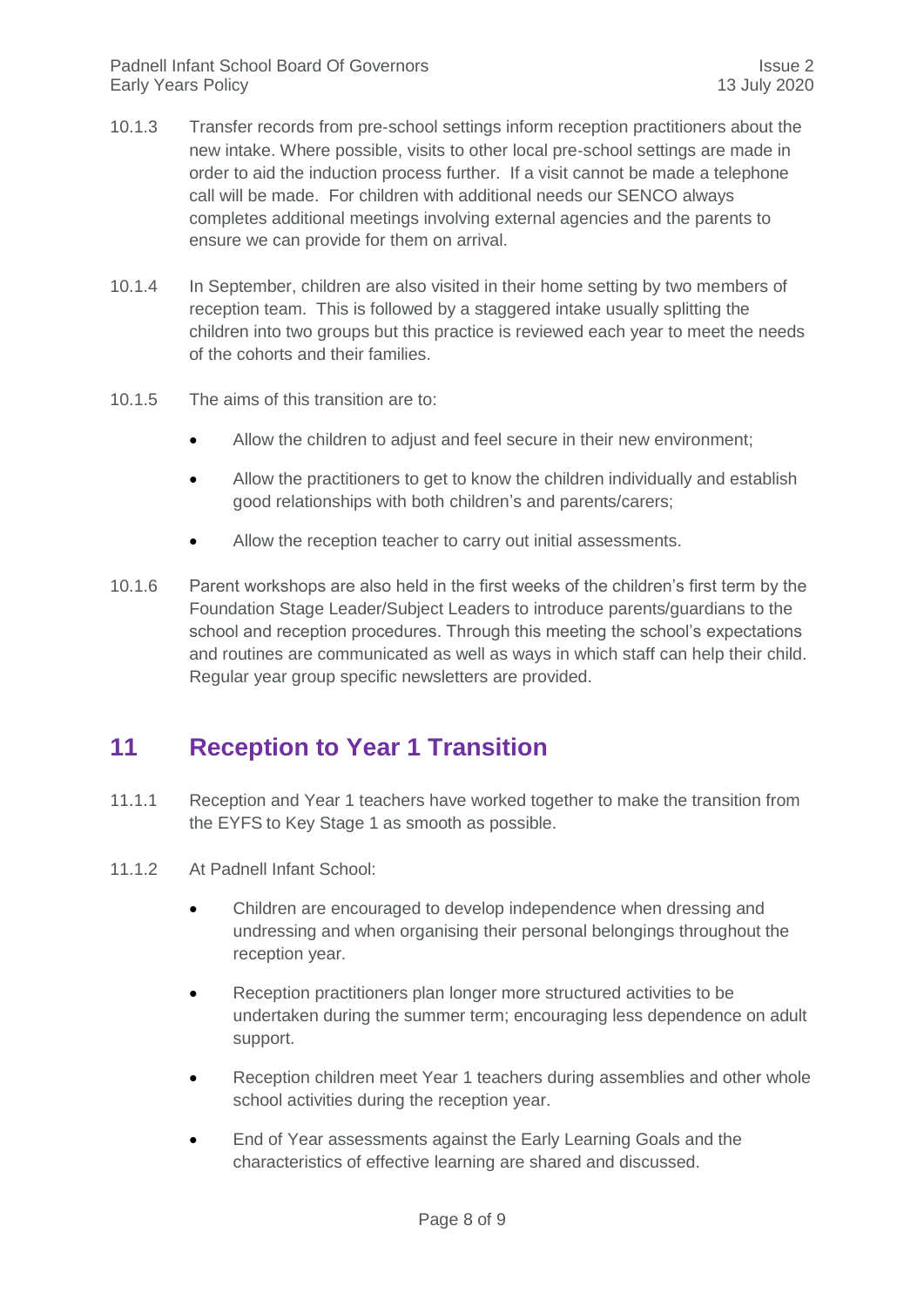10.1.3 Transfer records from pre-school settings inform reception practitioners about the new intake. Where possible, visits to other local pre-school settings are made in order to aid the induction process further. If a visit cannot be made a telephone call will be made. For children with additional needs our SENCO always completes additional meetings involving external agencies and the parents to ensure we can provide for them on arrival.

10.1.4 In September, children are also visited in their home setting by two members of reception team. This is followed by a staggered intake usually splitting the children into two groups but this practice is reviewed each year to meet the needs of the cohorts and their families.

10.1.5 The aims of this transition are to:

- Allow the children to adjust and feel secure in their new environment;
- Allow the practitioners to get to know the children individually and establish good relationships with both children's and parents/carers;
- Allow the reception teacher to carry out initial assessments.

10.1.6 Parent workshops are also held in the first weeks of the children's first term by the Foundation Stage Leader/Subject Leaders to introduce parents/guardians to the school and reception procedures. Through this meeting the school's expectations and routines are communicated as well as ways in which staff can help their child. Regular year group specific newsletters are provided.

## 11 Reception to Year 1 Transition

11.1.1 Reception and Year 1 teachers have worked together to make the transition from the EYFS to Key Stage 1 as smooth as possible.

11.1.2 At Padnell Infant School:

- Children are encouraged to develop independence when dressing and undressing and when organising their personal belongings throughout the reception year.
- Reception practitioners plan longer more structured activities to be undertaken during the summer term; encouraging less dependence on adult support.
- Reception children meet Year 1 teachers during assemblies and other whole school activities during the reception year.
- End of Year assessments against the Early Learning Goals and the characteristics of effective learning are shared and discussed.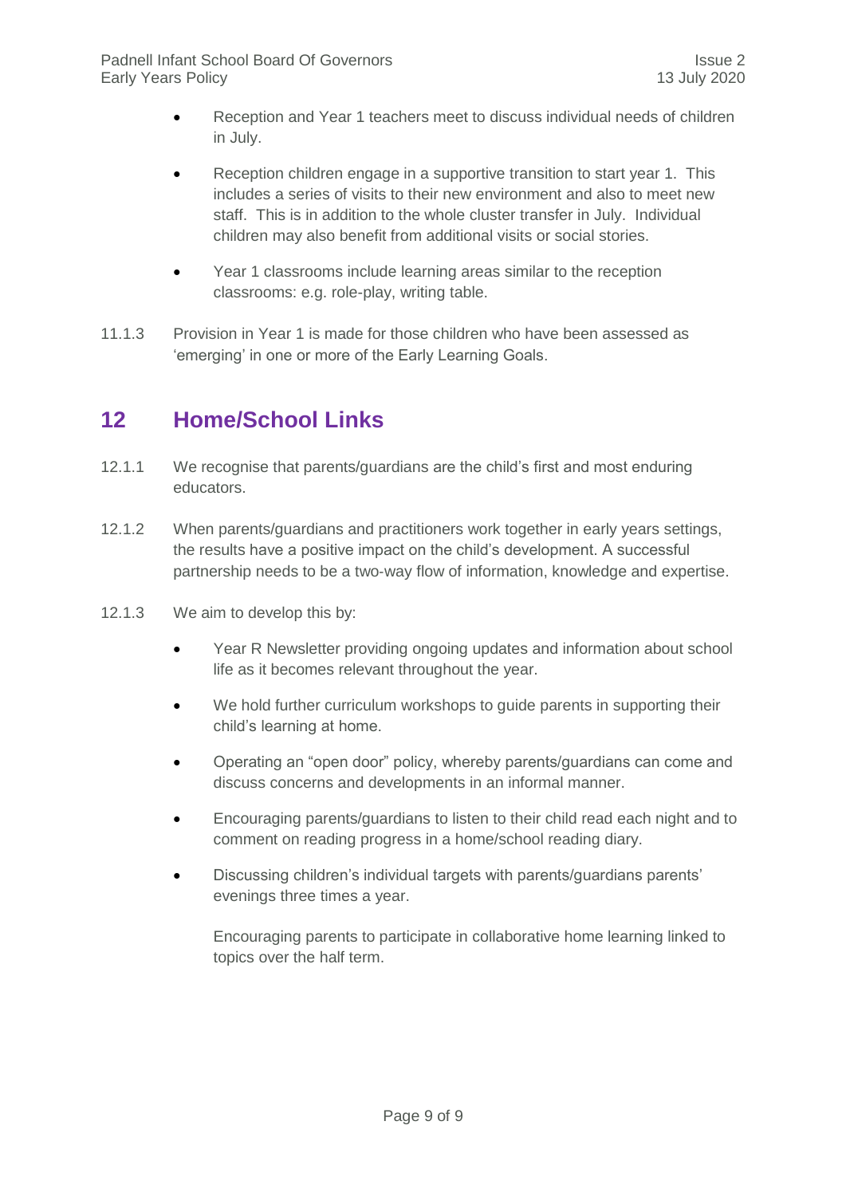- Reception and Year 1 teachers meet to discuss individual needs of children in July.
- Reception children engage in a supportive transition to start year 1. This includes a series of visits to their new environment and also to meet new staff. This is in addition to the whole cluster transfer in July. Individual children may also benefit from additional visits or social stories.
- Year 1 classrooms include learning areas similar to the reception classrooms: e.g. role-play, writing table.

11.1.3 Provision in Year 1 is made for those children who have been assessed as 'emerging' in one or more of the Early Learning Goals.

## 12 Home/School Links

12.1.1 We recognise that parents/guardians are the child's first and most enduring educators.

12.1.2 When parents/guardians and practitioners work together in early years settings, the results have a positive impact on the child's development. A successful partnership needs to be a two-way flow of information, knowledge and expertise.

12.1.3 We aim to develop this by:

- Year R Newsletter providing ongoing updates and information about school life as it becomes relevant throughout the year.
- We hold further curriculum workshops to guide parents in supporting their child's learning at home.
- Operating an "open door" policy, whereby parents/guardians can come and discuss concerns and developments in an informal manner.
- Encouraging parents/guardians to listen to their child read each night and to comment on reading progress in a home/school reading diary.
- Discussing children's individual targets with parents/guardians parents' evenings three times a year.

  Encouraging parents to participate in collaborative home learning linked to topics over the half term.